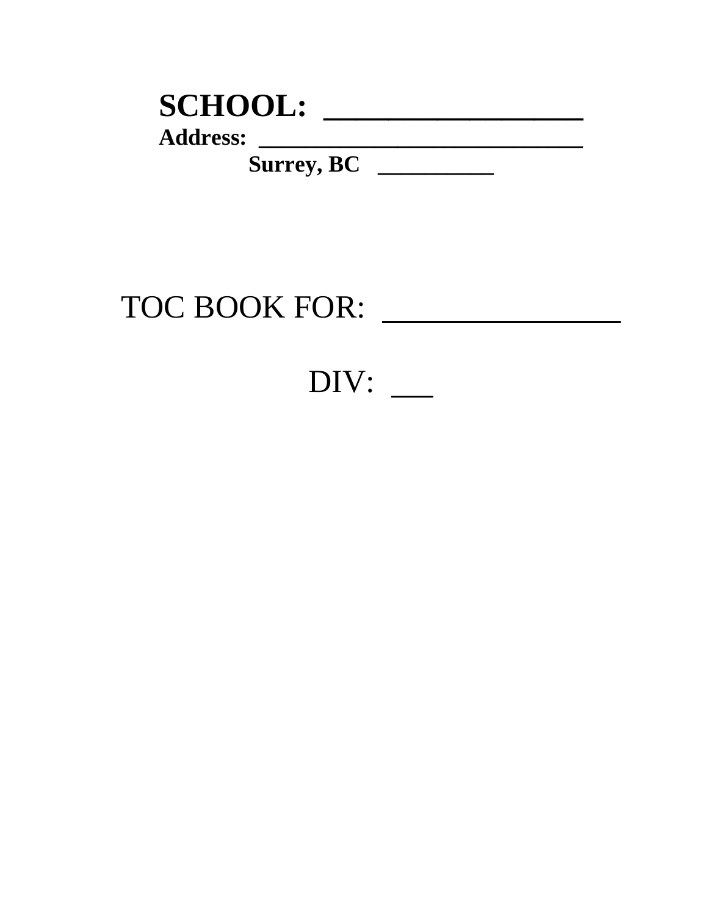**SCHOOL: _______________**

**Address: ___________________________**

**Surrey, BC __________**

TOC BOOK FOR: _______________

DIV: ___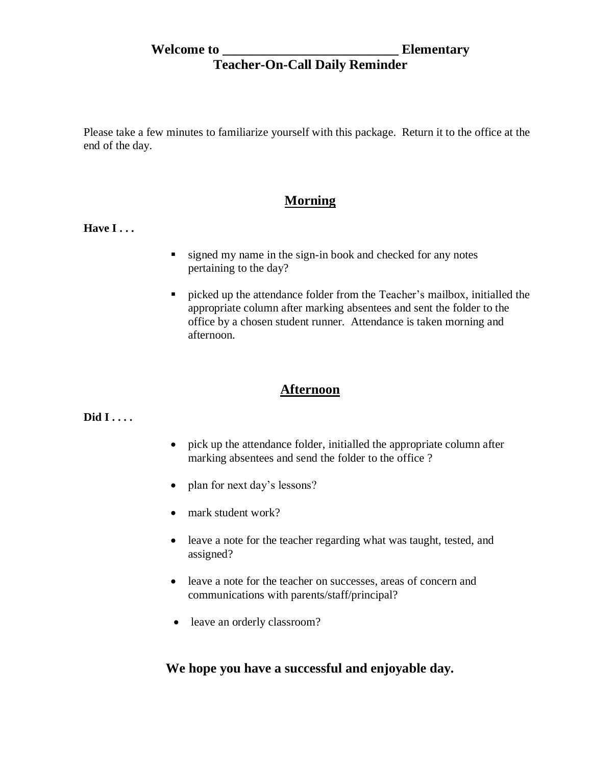# Welcome to __________________________ Elementary
# Teacher-On-Call Daily Reminder

Please take a few minutes to familiarize yourself with this package. Return it to the office at the end of the day.

## Morning

**Have I . . .**

- signed my name in the sign-in book and checked for any notes pertaining to the day?
- picked up the attendance folder from the Teacher's mailbox, initialled the appropriate column after marking absentees and sent the folder to the office by a chosen student runner. Attendance is taken morning and afternoon.

## Afternoon

**Did I . . . .**

- pick up the attendance folder, initialled the appropriate column after marking absentees and send the folder to the office ?
- plan for next day's lessons?
- mark student work?
- leave a note for the teacher regarding what was taught, tested, and assigned?
- leave a note for the teacher on successes, areas of concern and communications with parents/staff/principal?
- leave an orderly classroom?

**We hope you have a successful and enjoyable day.**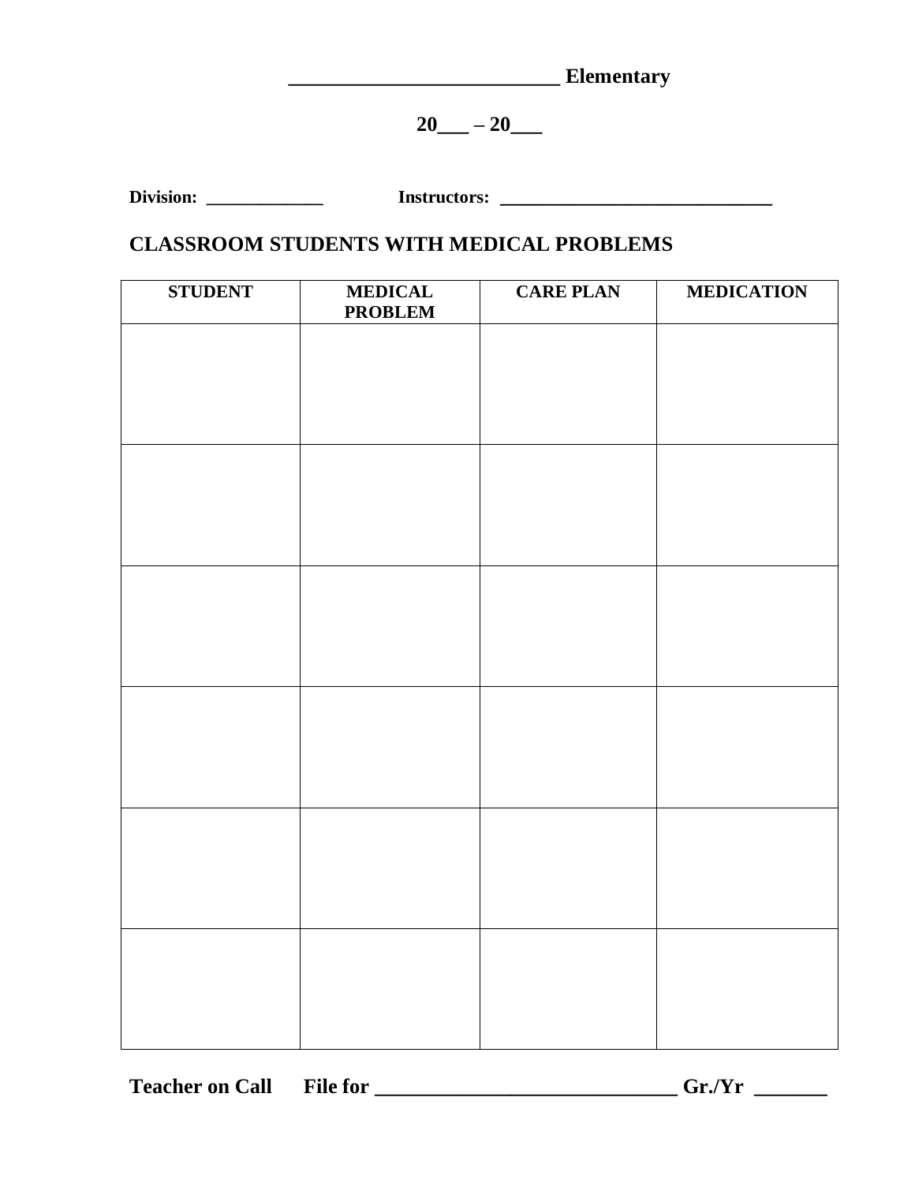**__________________________ Elementary**

**20___ – 20___**

**Division: _____________ Instructors: ______________________________**

## CLASSROOM STUDENTS WITH MEDICAL PROBLEMS

| STUDENT | MEDICAL PROBLEM | CARE PLAN | MEDICATION |
|---|---|---|---|
| | | | |
| | | | |
| | | | |
| | | | |
| | | | |
| | | | |

**Teacher on Call File for ______________________________ Gr./Yr _______**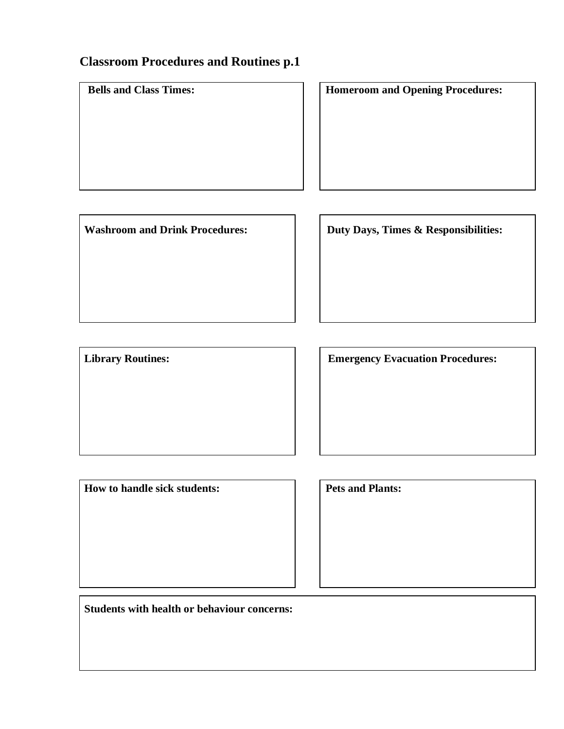## Classroom Procedures and Routines p.1

**Bells and Class Times:**

**Homeroom and Opening Procedures:**

**Washroom and Drink Procedures:**

**Duty Days, Times & Responsibilities:**

**Library Routines:**

**Emergency Evacuation Procedures:**

**How to handle sick students:**

**Pets and Plants:**

**Students with health or behaviour concerns:**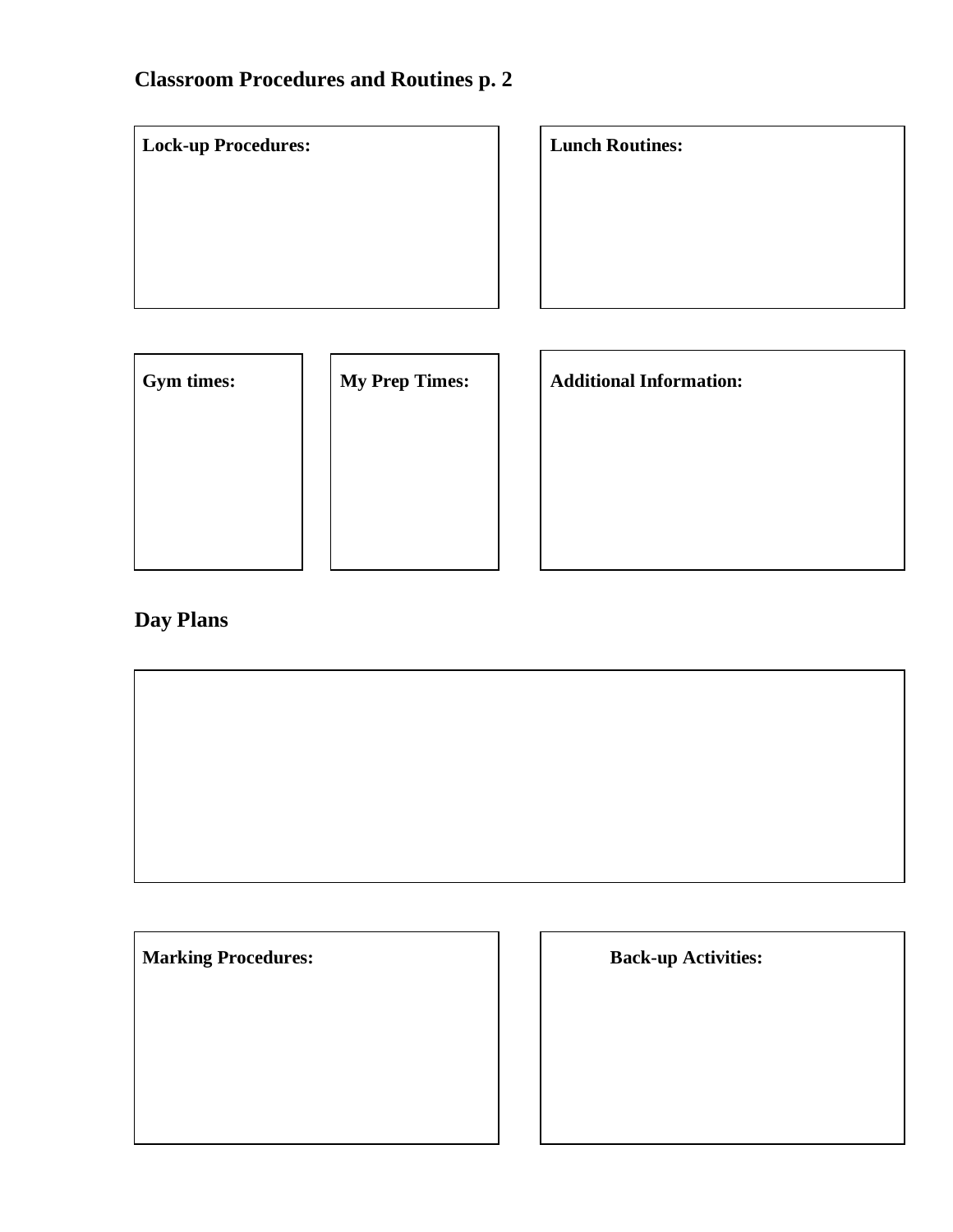## Classroom Procedures and Routines p. 2

**Lock-up Procedures:**

**Lunch Routines:**

**Gym times:**

**My Prep Times:**

**Additional Information:**

## Day Plans

**Marking Procedures:**

**Back-up Activities:**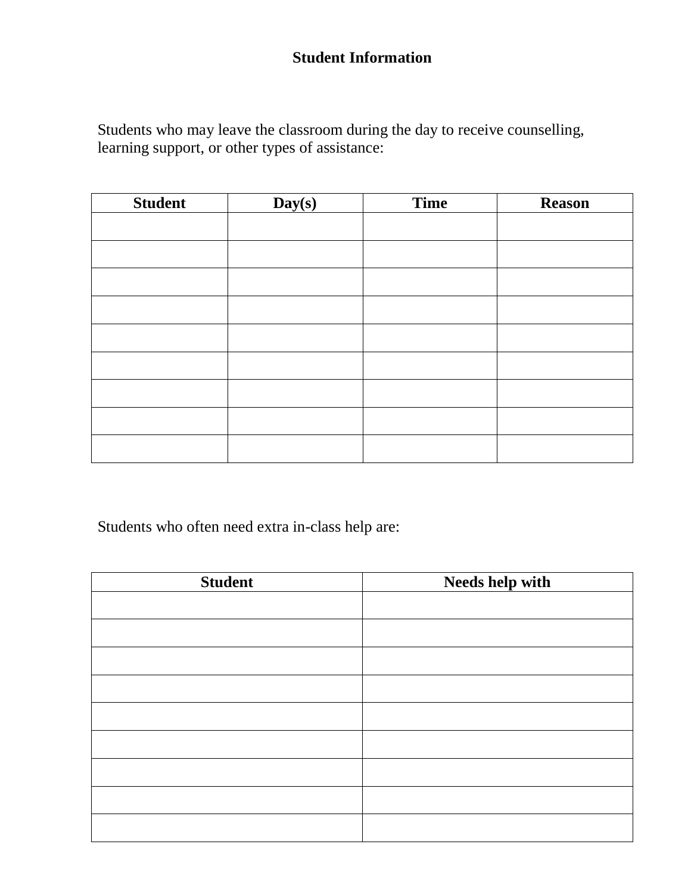# Student Information

Students who may leave the classroom during the day to receive counselling, learning support, or other types of assistance:

| Student | Day(s) | Time | Reason |
|---|---|---|---|
| | | | |
| | | | |
| | | | |
| | | | |
| | | | |
| | | | |
| | | | |
| | | | |
| | | | |

Students who often need extra in-class help are:

| Student | Needs help with |
|---|---|
| | |
| | |
| | |
| | |
| | |
| | |
| | |
| | |
| | |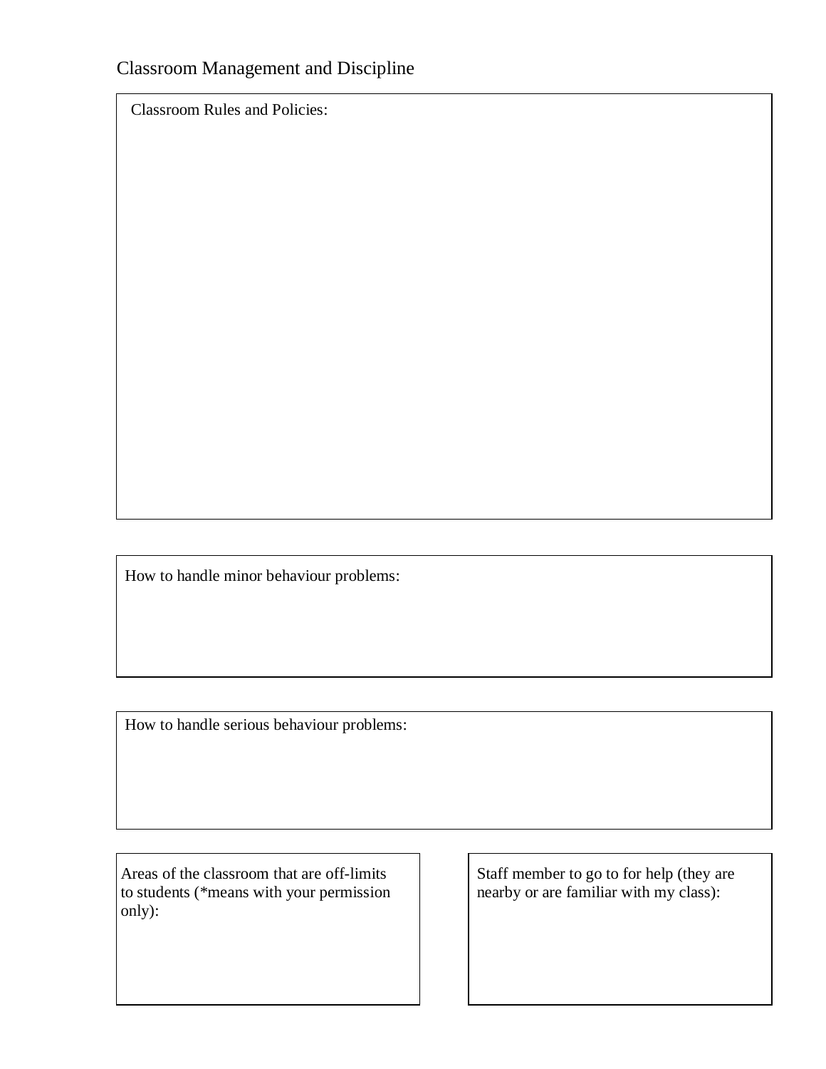## Classroom Management and Discipline

Classroom Rules and Policies:

How to handle minor behaviour problems:

How to handle serious behaviour problems:

Areas of the classroom that are off-limits to students (*means with your permission only):

Staff member to go to for help (they are nearby or are familiar with my class):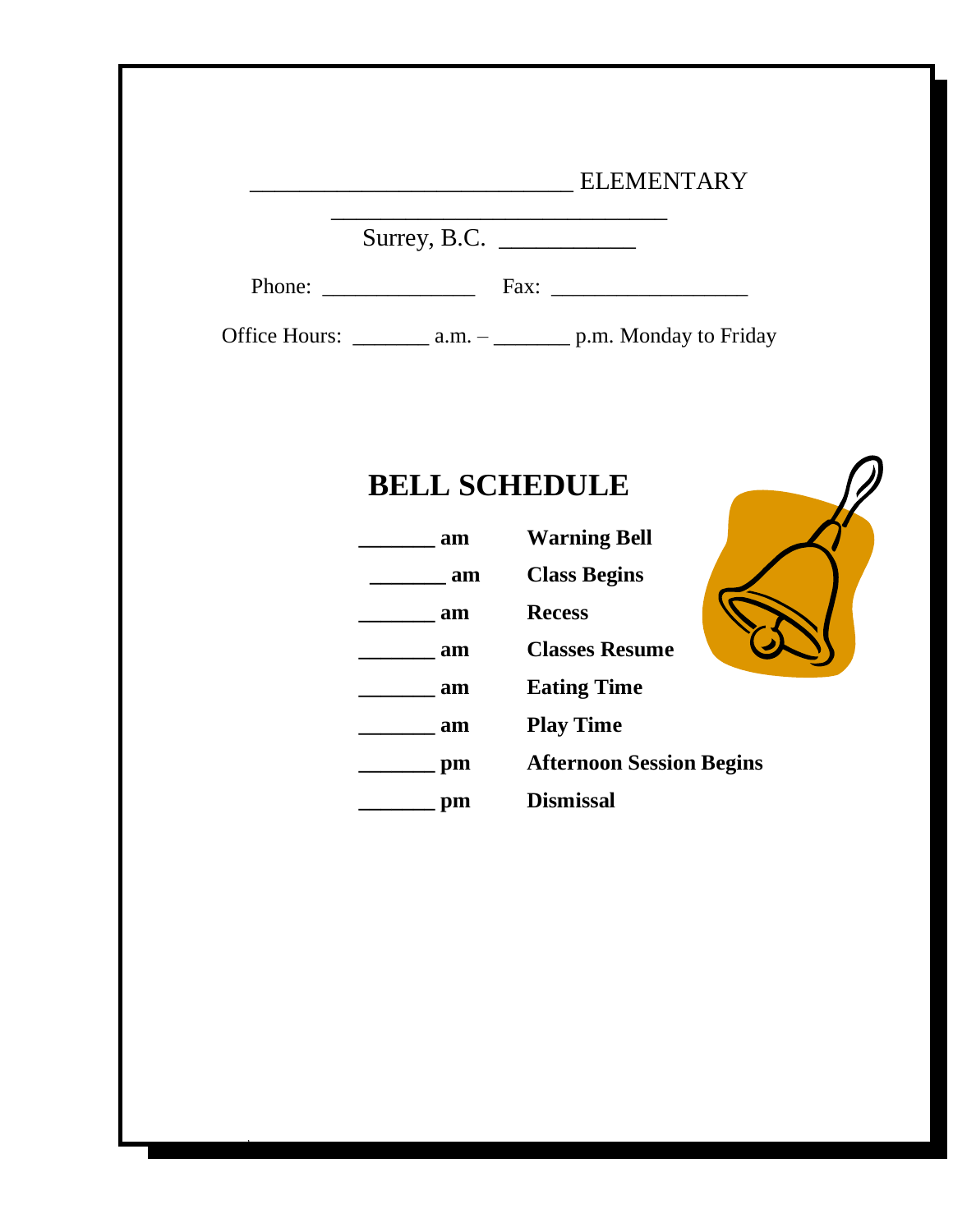___________________________ ELEMENTARY

____________________________

Surrey, B.C. ___________

Phone: _____________ Fax: _________________

Office Hours: _______ a.m. – _______ p.m. Monday to Friday

## BELL SCHEDULE

| | |
|---|---|
| **_______ am** | **Warning Bell** |
| **_______ am** | **Class Begins** |
| **_______ am** | **Recess** |
| **_______ am** | **Classes Resume** |
| **_______ am** | **Eating Time** |
| **_______ am** | **Play Time** |
| **_______ pm** | **Afternoon Session Begins** |
| **_______ pm** | **Dismissal** |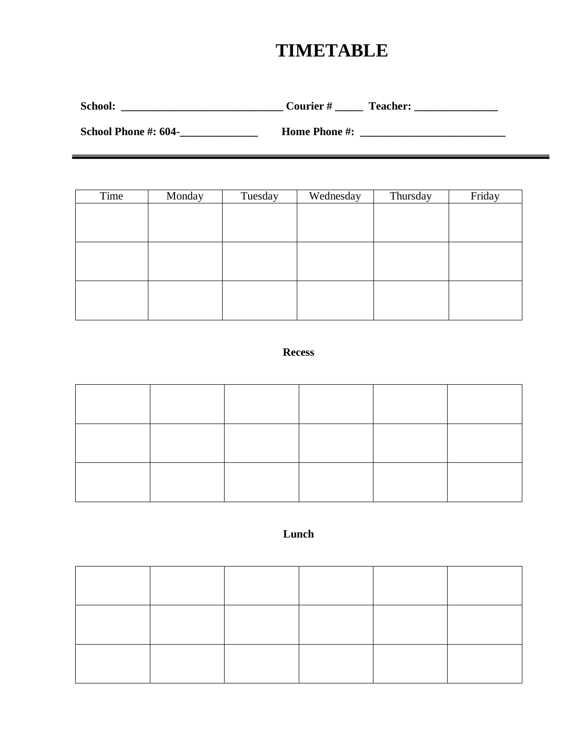# TIMETABLE

**School: ______________________________ Courier # _____ Teacher: _______________**

**School Phone #: 604-______________ Home Phone #: ___________________________**

---

| Time | Monday | Tuesday | Wednesday | Thursday | Friday |
|---|---|---|---|---|---|
| | | | | | |
| | | | | | |
| | | | | | |

**Recess**

| | | | | | |
|---|---|---|---|---|---|
| | | | | | |
| | | | | | |
| | | | | | |

**Lunch**

| | | | | | |
|---|---|---|---|---|---|
| | | | | | |
| | | | | | |
| | | | | | |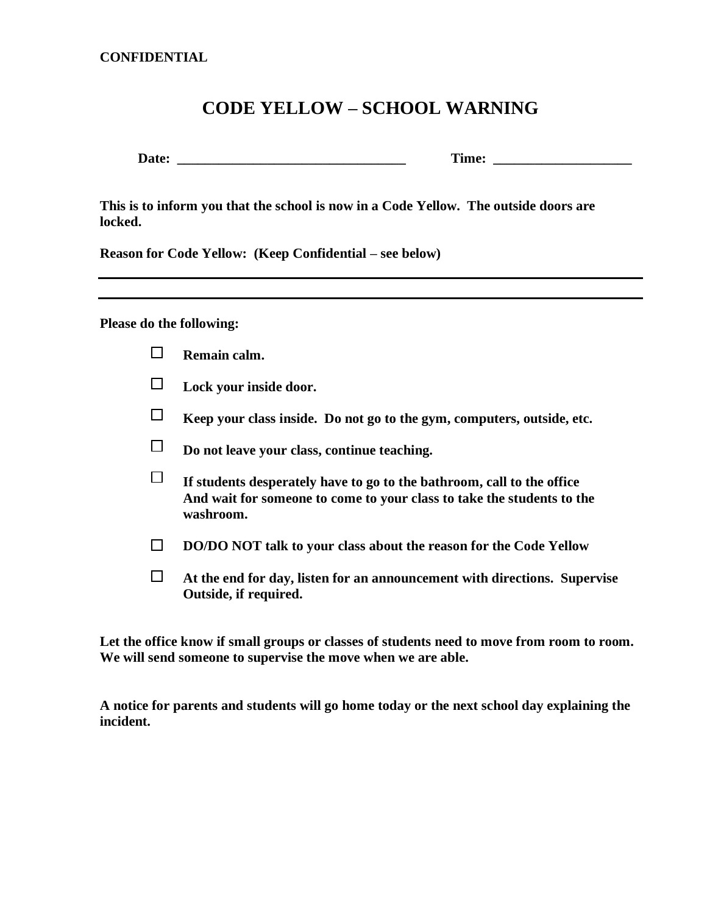**CONFIDENTIAL**

# CODE YELLOW – SCHOOL WARNING

**Date: _________________________________ Time: ____________________**

**This is to inform you that the school is now in a Code Yellow. The outside doors are locked.**

**Reason for Code Yellow: (Keep Confidential – see below)**

---

---

**Please do the following:**

- ☐ **Remain calm.**
- ☐ **Lock your inside door.**
- ☐ **Keep your class inside. Do not go to the gym, computers, outside, etc.**
- ☐ **Do not leave your class, continue teaching.**
- ☐ **If students desperately have to go to the bathroom, call to the office And wait for someone to come to your class to take the students to the washroom.**
- ☐ **DO/DO NOT talk to your class about the reason for the Code Yellow**
- ☐ **At the end for day, listen for an announcement with directions. Supervise Outside, if required.**

**Let the office know if small groups or classes of students need to move from room to room. We will send someone to supervise the move when we are able.**

**A notice for parents and students will go home today or the next school day explaining the incident.**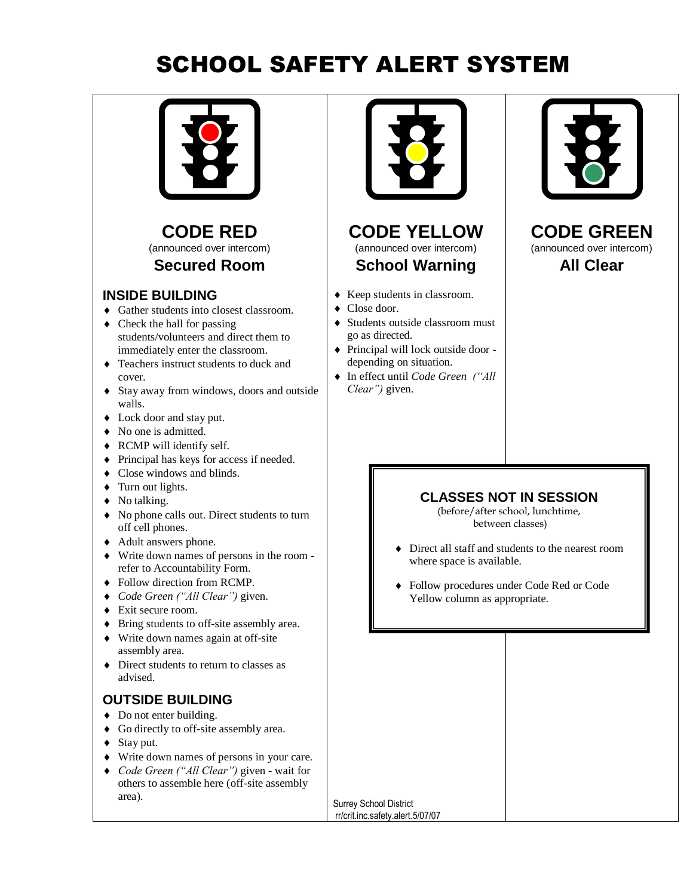# SCHOOL SAFETY ALERT SYSTEM

## CODE RED

(announced over intercom)

### Secured Room

#### INSIDE BUILDING

- Gather students into closest classroom.
- Check the hall for passing students/volunteers and direct them to immediately enter the classroom.
- Teachers instruct students to duck and cover.
- Stay away from windows, doors and outside walls.
- Lock door and stay put.
- No one is admitted.
- RCMP will identify self.
- Principal has keys for access if needed.
- Close windows and blinds.
- Turn out lights.
- No talking.
- No phone calls out. Direct students to turn off cell phones.
- Adult answers phone.
- Write down names of persons in the room - refer to Accountability Form.
- Follow direction from RCMP.
- *Code Green ("All Clear")* given.
- Exit secure room.
- Bring students to off-site assembly area.
- Write down names again at off-site assembly area.
- Direct students to return to classes as advised.

#### OUTSIDE BUILDING

- Do not enter building.
- Go directly to off-site assembly area.
- Stay put.
- Write down names of persons in your care.
- *Code Green ("All Clear")* given - wait for others to assemble here (off-site assembly area).

## CODE YELLOW

(announced over intercom)

### School Warning

- Keep students in classroom.
- Close door.
- Students outside classroom must go as directed.
- Principal will lock outside door - depending on situation.
- In effect until *Code Green ("All Clear")* given.

## CODE GREEN

(announced over intercom)

### All Clear

#### CLASSES NOT IN SESSION

(before/after school, lunchtime, between classes)

- Direct all staff and students to the nearest room where space is available.
- Follow procedures under Code Red or Code Yellow column as appropriate.

Surrey School District
rr/crit.inc.safety.alert.5/07/07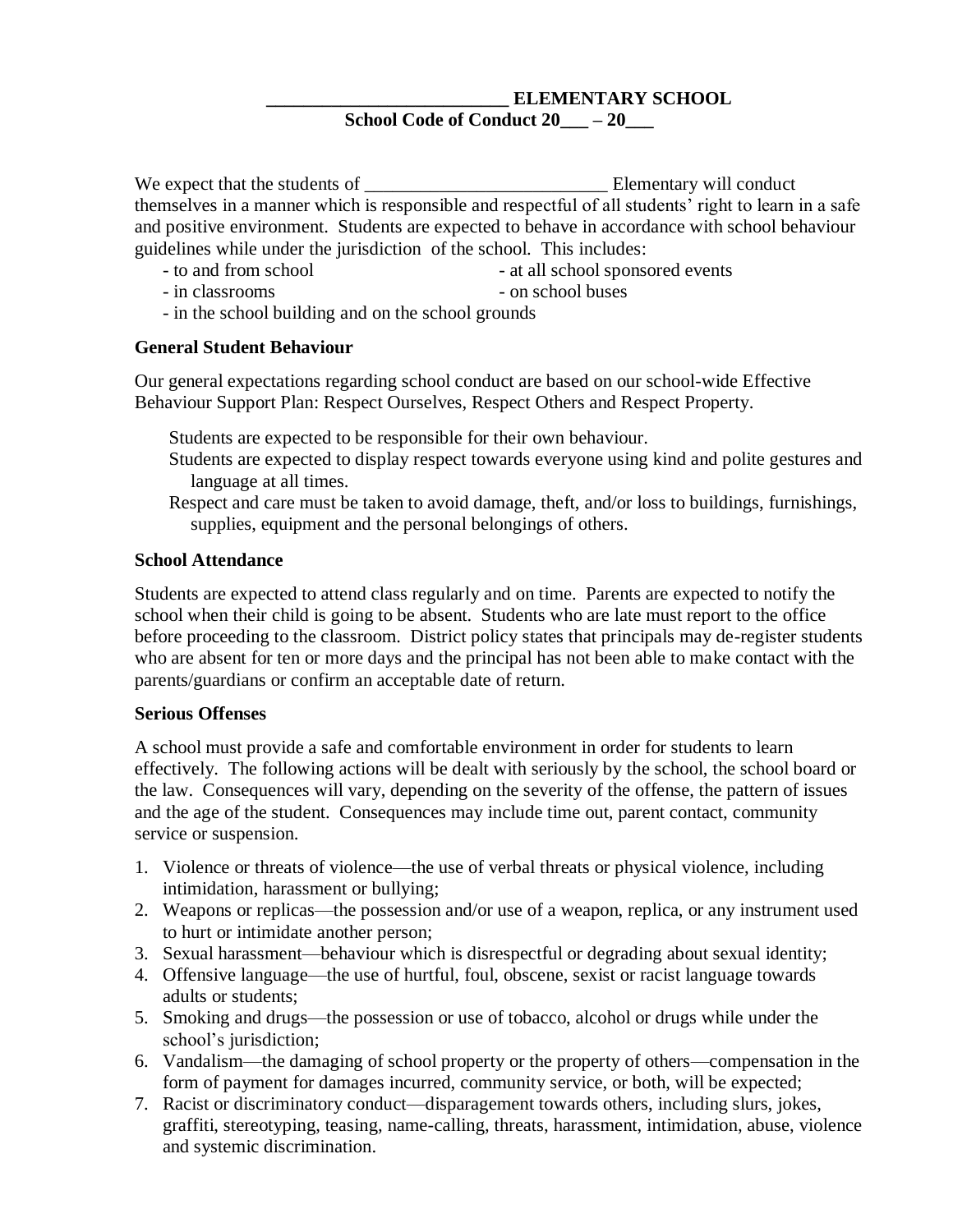**__________________________ ELEMENTARY SCHOOL**
**School Code of Conduct 20___ – 20___**

We expect that the students of __________________________ Elementary will conduct themselves in a manner which is responsible and respectful of all students' right to learn in a safe and positive environment. Students are expected to behave in accordance with school behaviour guidelines while under the jurisdiction of the school. This includes:

- to and from school
- at all school sponsored events
- in classrooms
- on school buses
- in the school building and on the school grounds

### General Student Behaviour

Our general expectations regarding school conduct are based on our school-wide Effective Behaviour Support Plan: Respect Ourselves, Respect Others and Respect Property.

Students are expected to be responsible for their own behaviour.

Students are expected to display respect towards everyone using kind and polite gestures and language at all times.

Respect and care must be taken to avoid damage, theft, and/or loss to buildings, furnishings, supplies, equipment and the personal belongings of others.

### School Attendance

Students are expected to attend class regularly and on time. Parents are expected to notify the school when their child is going to be absent. Students who are late must report to the office before proceeding to the classroom. District policy states that principals may de-register students who are absent for ten or more days and the principal has not been able to make contact with the parents/guardians or confirm an acceptable date of return.

### Serious Offenses

A school must provide a safe and comfortable environment in order for students to learn effectively. The following actions will be dealt with seriously by the school, the school board or the law. Consequences will vary, depending on the severity of the offense, the pattern of issues and the age of the student. Consequences may include time out, parent contact, community service or suspension.

1. Violence or threats of violence—the use of verbal threats or physical violence, including intimidation, harassment or bullying;
2. Weapons or replicas—the possession and/or use of a weapon, replica, or any instrument used to hurt or intimidate another person;
3. Sexual harassment—behaviour which is disrespectful or degrading about sexual identity;
4. Offensive language—the use of hurtful, foul, obscene, sexist or racist language towards adults or students;
5. Smoking and drugs—the possession or use of tobacco, alcohol or drugs while under the school's jurisdiction;
6. Vandalism—the damaging of school property or the property of others—compensation in the form of payment for damages incurred, community service, or both, will be expected;
7. Racist or discriminatory conduct—disparagement towards others, including slurs, jokes, graffiti, stereotyping, teasing, name-calling, threats, harassment, intimidation, abuse, violence and systemic discrimination.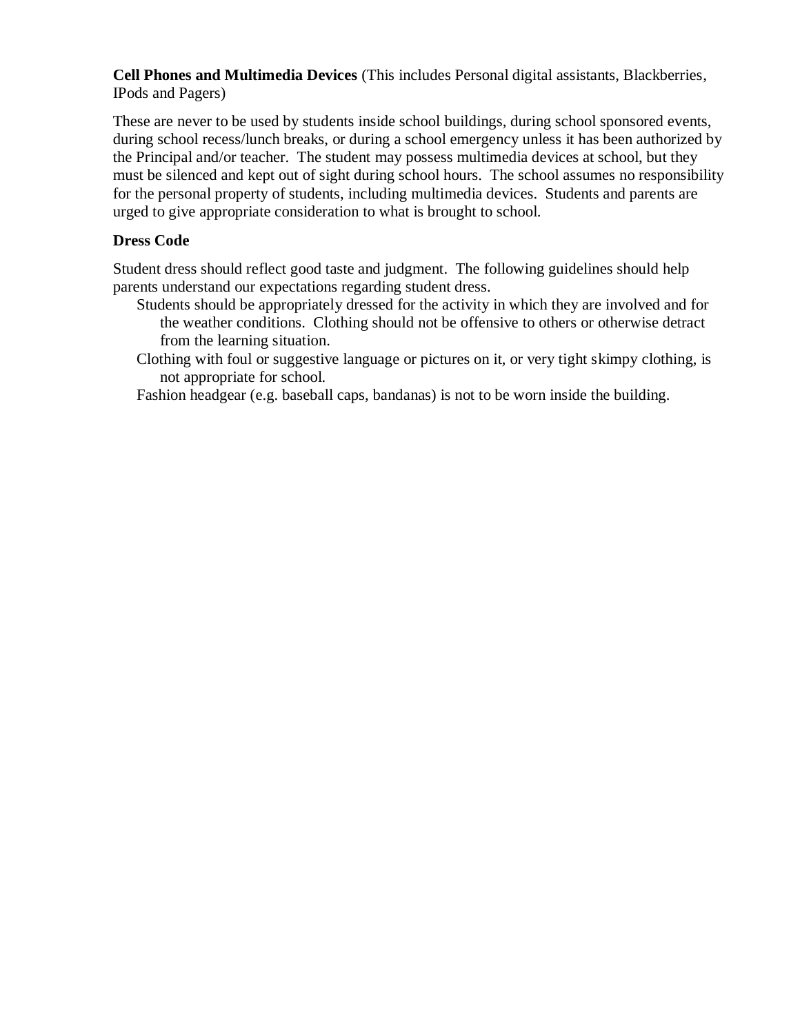**Cell Phones and Multimedia Devices** (This includes Personal digital assistants, Blackberries, IPods and Pagers)

These are never to be used by students inside school buildings, during school sponsored events, during school recess/lunch breaks, or during a school emergency unless it has been authorized by the Principal and/or teacher. The student may possess multimedia devices at school, but they must be silenced and kept out of sight during school hours. The school assumes no responsibility for the personal property of students, including multimedia devices. Students and parents are urged to give appropriate consideration to what is brought to school.

**Dress Code**

Student dress should reflect good taste and judgment. The following guidelines should help parents understand our expectations regarding student dress.

- Students should be appropriately dressed for the activity in which they are involved and for the weather conditions. Clothing should not be offensive to others or otherwise detract from the learning situation.
- Clothing with foul or suggestive language or pictures on it, or very tight skimpy clothing, is not appropriate for school.
- Fashion headgear (e.g. baseball caps, bandanas) is not to be worn inside the building.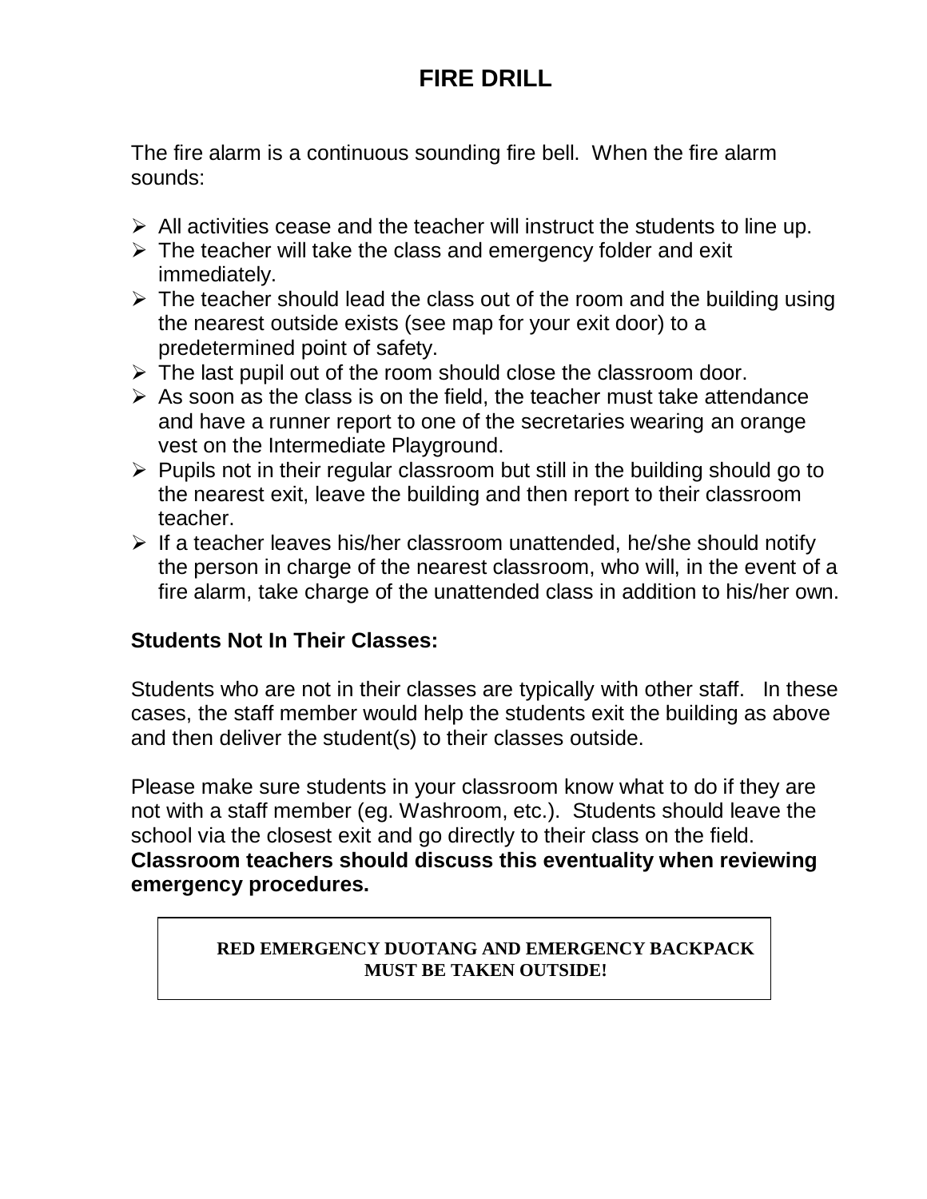# FIRE DRILL

The fire alarm is a continuous sounding fire bell. When the fire alarm sounds:

- All activities cease and the teacher will instruct the students to line up.
- The teacher will take the class and emergency folder and exit immediately.
- The teacher should lead the class out of the room and the building using the nearest outside exists (see map for your exit door) to a predetermined point of safety.
- The last pupil out of the room should close the classroom door.
- As soon as the class is on the field, the teacher must take attendance and have a runner report to one of the secretaries wearing an orange vest on the Intermediate Playground.
- Pupils not in their regular classroom but still in the building should go to the nearest exit, leave the building and then report to their classroom teacher.
- If a teacher leaves his/her classroom unattended, he/she should notify the person in charge of the nearest classroom, who will, in the event of a fire alarm, take charge of the unattended class in addition to his/her own.

**Students Not In Their Classes:**

Students who are not in their classes are typically with other staff. In these cases, the staff member would help the students exit the building as above and then deliver the student(s) to their classes outside.

Please make sure students in your classroom know what to do if they are not with a staff member (eg. Washroom, etc.). Students should leave the school via the closest exit and go directly to their class on the field. **Classroom teachers should discuss this eventuality when reviewing emergency procedures.**

**RED EMERGENCY DUOTANG AND EMERGENCY BACKPACK MUST BE TAKEN OUTSIDE!**